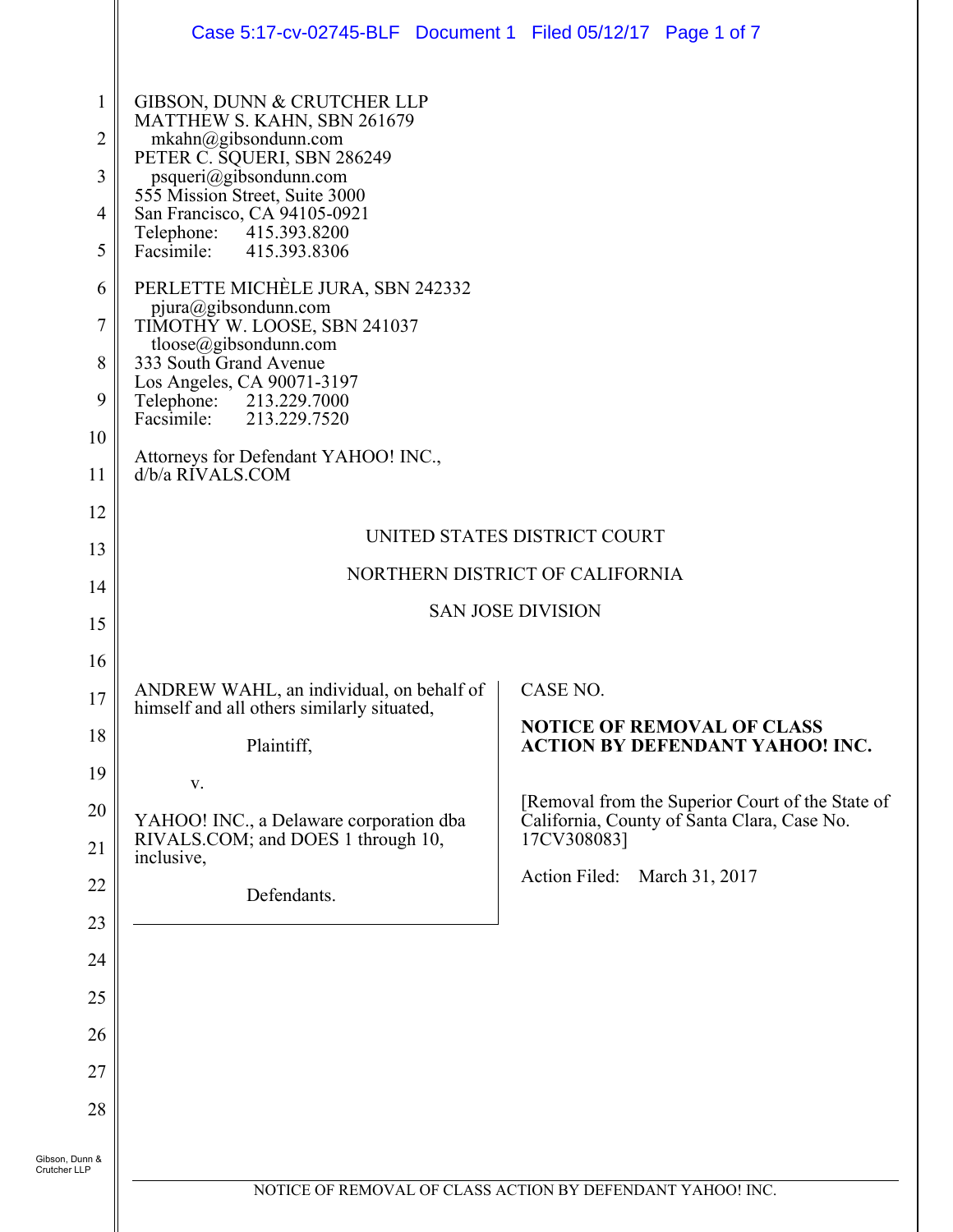GIBSON, DUNN & CRUTCHER LLP
MATTHEW S. KAHN, SBN 261679
mkahn@gibsondunn.com
PETER C. SQUERI, SBN 286249
psqueri@gibsondunn.com
555 Mission Street, Suite 3000
San Francisco, CA 94105-0921
Telephone: 415.393.8200
Facsimile: 415.393.8306

PERLETTE MICHÈLE JURA, SBN 242332
pjura@gibsondunn.com
TIMOTHY W. LOOSE, SBN 241037
tloose@gibsondunn.com
333 South Grand Avenue
Los Angeles, CA 90071-3197
Telephone: 213.229.7000
Facsimile: 213.229.7520

Attorneys for Defendant YAHOO! INC., d/b/a RIVALS.COM

UNITED STATES DISTRICT COURT

NORTHERN DISTRICT OF CALIFORNIA

SAN JOSE DIVISION

ANDREW WAHL, an individual, on behalf of himself and all others similarly situated,

Plaintiff,

v.

YAHOO! INC., a Delaware corporation dba RIVALS.COM; and DOES 1 through 10, inclusive,

Defendants.

CASE NO.

**NOTICE OF REMOVAL OF CLASS ACTION BY DEFENDANT YAHOO! INC.**

[Removal from the Superior Court of the State of California, County of Santa Clara, Case No. 17CV308083]

Action Filed: March 31, 2017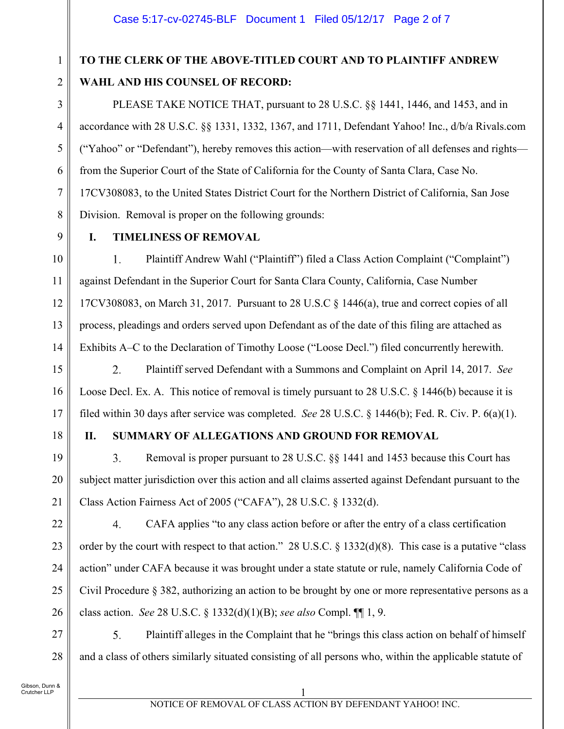**TO THE CLERK OF THE ABOVE-TITLED COURT AND TO PLAINTIFF ANDREW WAHL AND HIS COUNSEL OF RECORD:**

PLEASE TAKE NOTICE THAT, pursuant to 28 U.S.C. §§ 1441, 1446, and 1453, and in accordance with 28 U.S.C. §§ 1331, 1332, 1367, and 1711, Defendant Yahoo! Inc., d/b/a Rivals.com ("Yahoo" or "Defendant"), hereby removes this action—with reservation of all defenses and rights—from the Superior Court of the State of California for the County of Santa Clara, Case No. 17CV308083, to the United States District Court for the Northern District of California, San Jose Division. Removal is proper on the following grounds:

## I. TIMELINESS OF REMOVAL

1. Plaintiff Andrew Wahl ("Plaintiff") filed a Class Action Complaint ("Complaint") against Defendant in the Superior Court for Santa Clara County, California, Case Number 17CV308083, on March 31, 2017. Pursuant to 28 U.S.C § 1446(a), true and correct copies of all process, pleadings and orders served upon Defendant as of the date of this filing are attached as Exhibits A–C to the Declaration of Timothy Loose ("Loose Decl.") filed concurrently herewith.

2. Plaintiff served Defendant with a Summons and Complaint on April 14, 2017. *See* Loose Decl. Ex. A. This notice of removal is timely pursuant to 28 U.S.C. § 1446(b) because it is filed within 30 days after service was completed. *See* 28 U.S.C. § 1446(b); Fed. R. Civ. P. 6(a)(1).

## II. SUMMARY OF ALLEGATIONS AND GROUND FOR REMOVAL

3. Removal is proper pursuant to 28 U.S.C. §§ 1441 and 1453 because this Court has subject matter jurisdiction over this action and all claims asserted against Defendant pursuant to the Class Action Fairness Act of 2005 ("CAFA"), 28 U.S.C. § 1332(d).

4. CAFA applies "to any class action before or after the entry of a class certification order by the court with respect to that action." 28 U.S.C. § 1332(d)(8). This case is a putative "class action" under CAFA because it was brought under a state statute or rule, namely California Code of Civil Procedure § 382, authorizing an action to be brought by one or more representative persons as a class action. *See* 28 U.S.C. § 1332(d)(1)(B); *see also* Compl. ¶¶ 1, 9.

5. Plaintiff alleges in the Complaint that he "brings this class action on behalf of himself and a class of others similarly situated consisting of all persons who, within the applicable statute of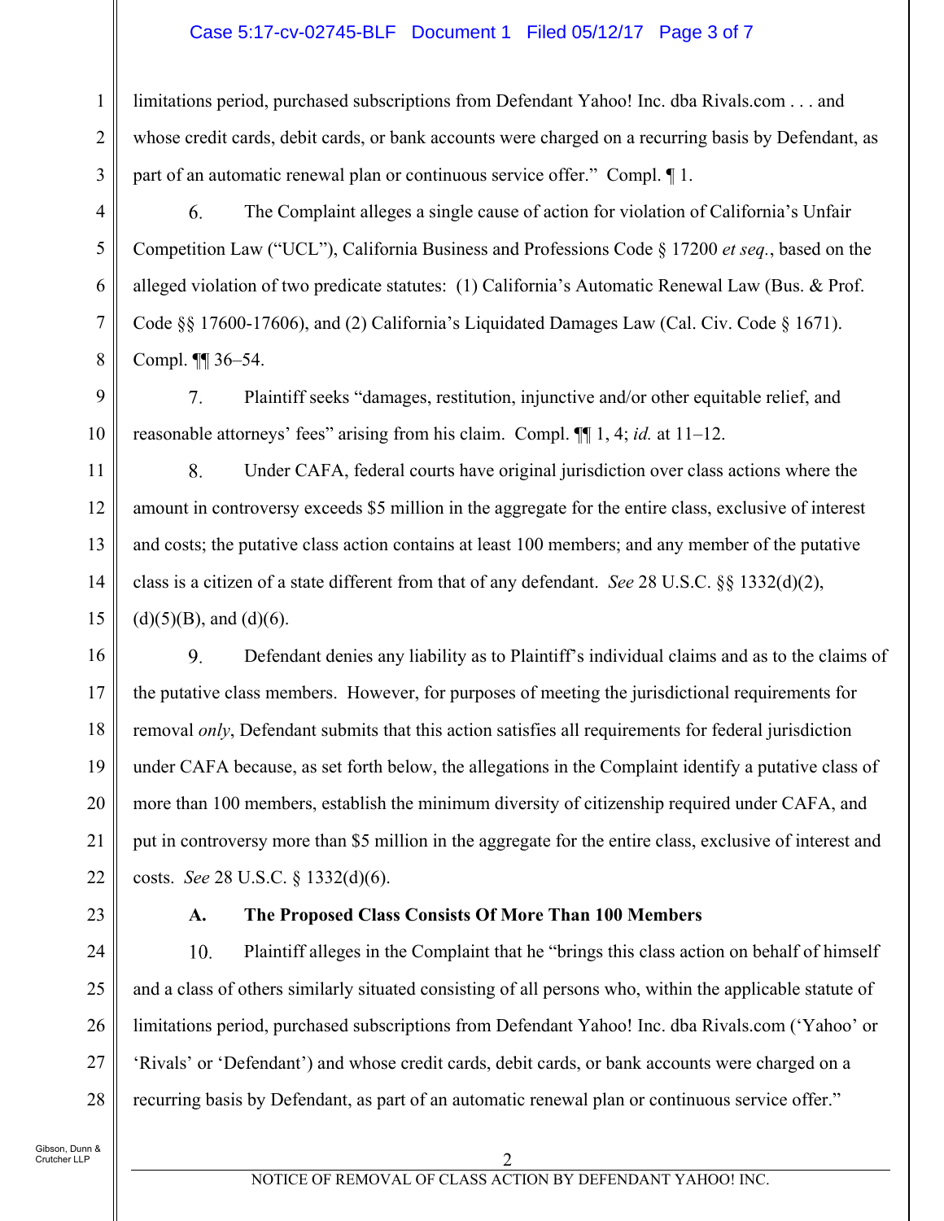limitations period, purchased subscriptions from Defendant Yahoo! Inc. dba Rivals.com . . . and whose credit cards, debit cards, or bank accounts were charged on a recurring basis by Defendant, as part of an automatic renewal plan or continuous service offer." Compl. ¶ 1.

6. The Complaint alleges a single cause of action for violation of California's Unfair Competition Law ("UCL"), California Business and Professions Code § 17200 *et seq.*, based on the alleged violation of two predicate statutes: (1) California's Automatic Renewal Law (Bus. & Prof. Code §§ 17600-17606), and (2) California's Liquidated Damages Law (Cal. Civ. Code § 1671). Compl. ¶¶ 36–54.

7. Plaintiff seeks "damages, restitution, injunctive and/or other equitable relief, and reasonable attorneys' fees" arising from his claim. Compl. ¶¶ 1, 4; *id.* at 11–12.

8. Under CAFA, federal courts have original jurisdiction over class actions where the amount in controversy exceeds $5 million in the aggregate for the entire class, exclusive of interest and costs; the putative class action contains at least 100 members; and any member of the putative class is a citizen of a state different from that of any defendant. *See* 28 U.S.C. §§ 1332(d)(2), (d)(5)(B), and (d)(6).

9. Defendant denies any liability as to Plaintiff's individual claims and as to the claims of the putative class members. However, for purposes of meeting the jurisdictional requirements for removal *only*, Defendant submits that this action satisfies all requirements for federal jurisdiction under CAFA because, as set forth below, the allegations in the Complaint identify a putative class of more than 100 members, establish the minimum diversity of citizenship required under CAFA, and put in controversy more than $5 million in the aggregate for the entire class, exclusive of interest and costs. *See* 28 U.S.C. § 1332(d)(6).

### A. The Proposed Class Consists Of More Than 100 Members

10. Plaintiff alleges in the Complaint that he "brings this class action on behalf of himself and a class of others similarly situated consisting of all persons who, within the applicable statute of limitations period, purchased subscriptions from Defendant Yahoo! Inc. dba Rivals.com ('Yahoo' or 'Rivals' or 'Defendant') and whose credit cards, debit cards, or bank accounts were charged on a recurring basis by Defendant, as part of an automatic renewal plan or continuous service offer."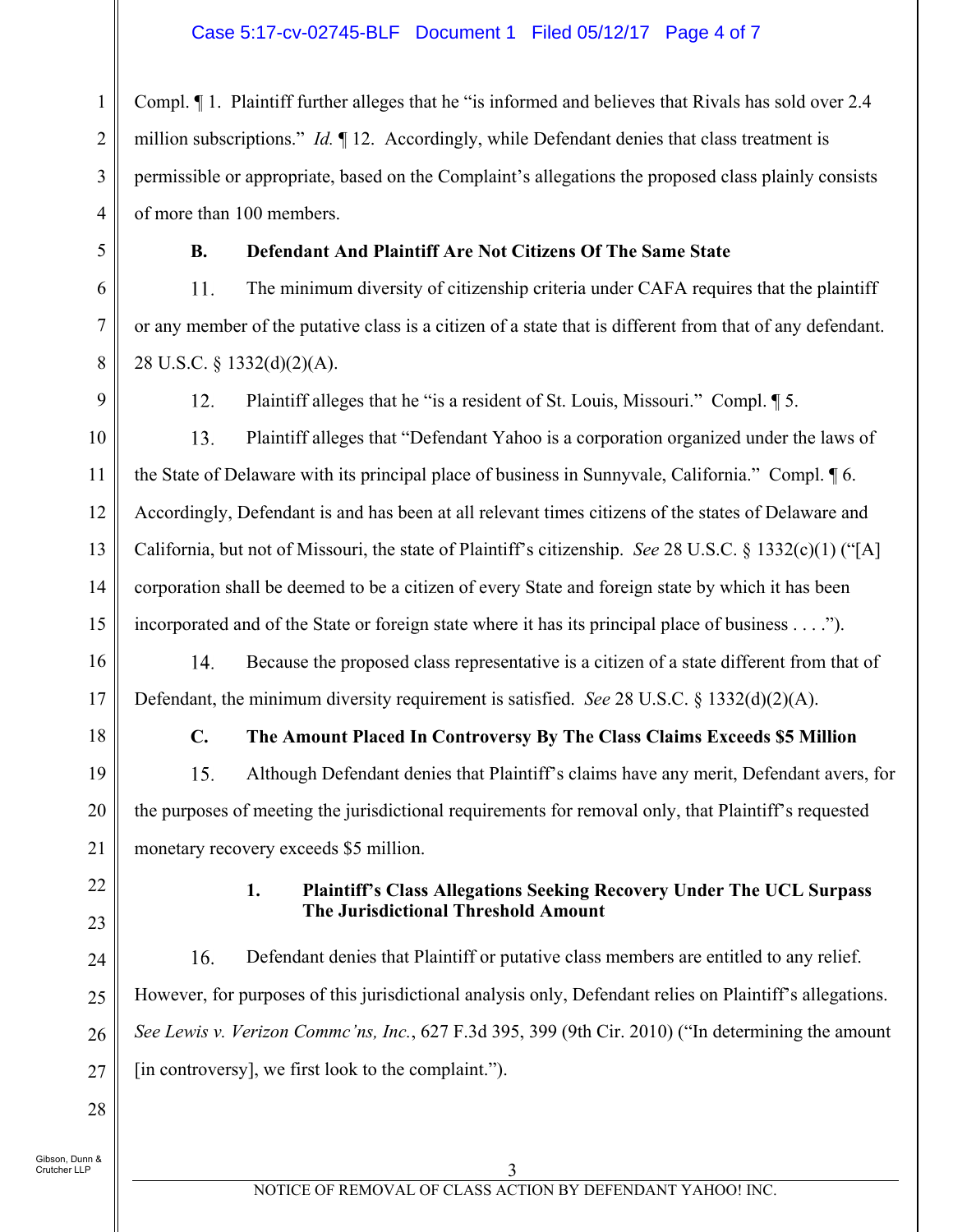Compl. ¶ 1. Plaintiff further alleges that he "is informed and believes that Rivals has sold over 2.4 million subscriptions." *Id.* ¶ 12. Accordingly, while Defendant denies that class treatment is permissible or appropriate, based on the Complaint's allegations the proposed class plainly consists of more than 100 members.

### B. Defendant And Plaintiff Are Not Citizens Of The Same State

11. The minimum diversity of citizenship criteria under CAFA requires that the plaintiff or any member of the putative class is a citizen of a state that is different from that of any defendant. 28 U.S.C. § 1332(d)(2)(A).

12. Plaintiff alleges that he "is a resident of St. Louis, Missouri." Compl. ¶ 5.

13. Plaintiff alleges that "Defendant Yahoo is a corporation organized under the laws of the State of Delaware with its principal place of business in Sunnyvale, California." Compl. ¶ 6. Accordingly, Defendant is and has been at all relevant times citizens of the states of Delaware and California, but not of Missouri, the state of Plaintiff's citizenship. *See* 28 U.S.C. § 1332(c)(1) ("[A] corporation shall be deemed to be a citizen of every State and foreign state by which it has been incorporated and of the State or foreign state where it has its principal place of business . . . .").

14. Because the proposed class representative is a citizen of a state different from that of Defendant, the minimum diversity requirement is satisfied. *See* 28 U.S.C. § 1332(d)(2)(A).

### C. The Amount Placed In Controversy By The Class Claims Exceeds $5 Million

15. Although Defendant denies that Plaintiff's claims have any merit, Defendant avers, for the purposes of meeting the jurisdictional requirements for removal only, that Plaintiff's requested monetary recovery exceeds $5 million.

#### 1. Plaintiff's Class Allegations Seeking Recovery Under The UCL Surpass The Jurisdictional Threshold Amount

16. Defendant denies that Plaintiff or putative class members are entitled to any relief. However, for purposes of this jurisdictional analysis only, Defendant relies on Plaintiff's allegations. *See Lewis v. Verizon Commc'ns, Inc.*, 627 F.3d 395, 399 (9th Cir. 2010) ("In determining the amount [in controversy], we first look to the complaint.").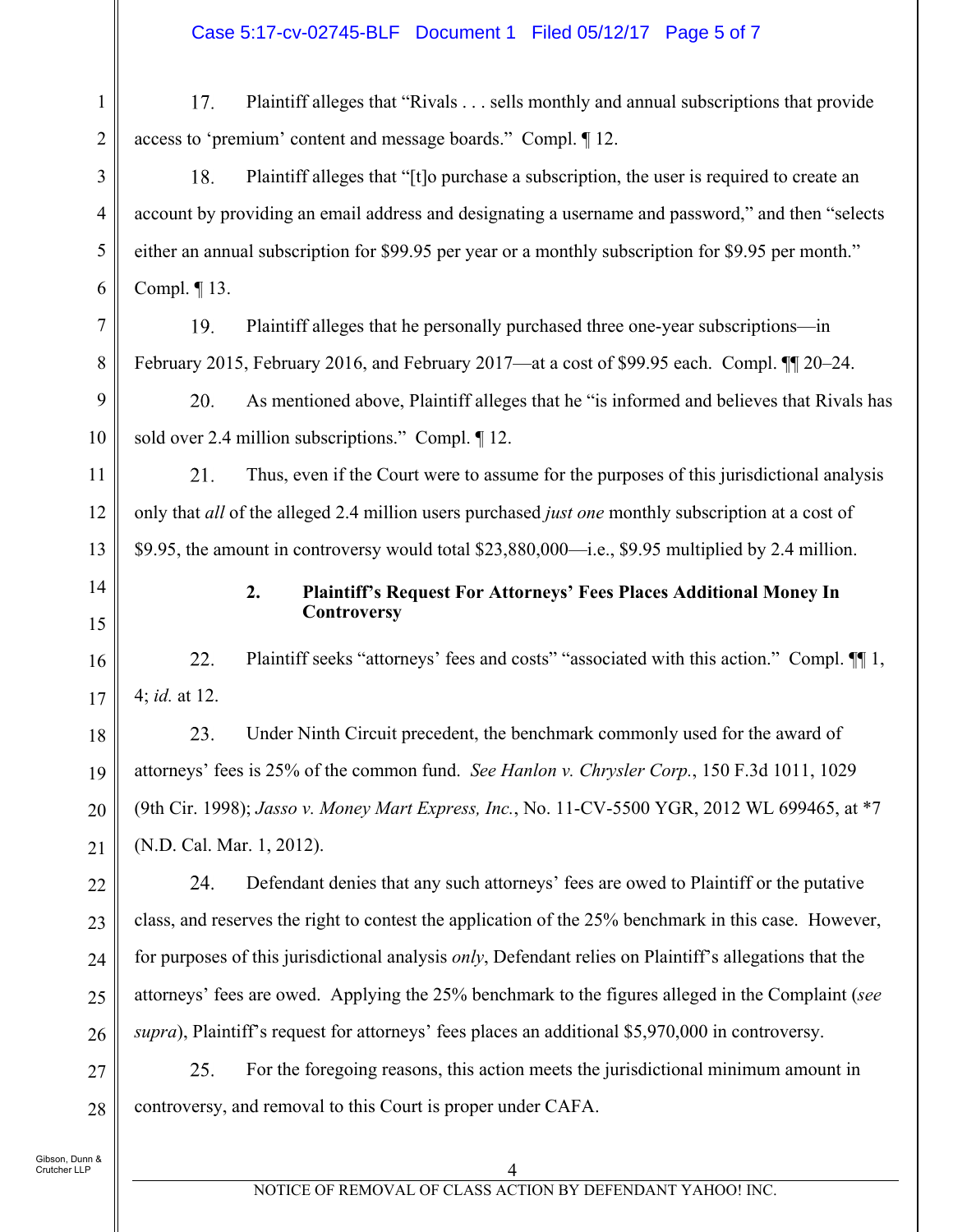17. Plaintiff alleges that "Rivals . . . sells monthly and annual subscriptions that provide access to 'premium' content and message boards." Compl. ¶ 12.

18. Plaintiff alleges that "[t]o purchase a subscription, the user is required to create an account by providing an email address and designating a username and password," and then "selects either an annual subscription for $99.95 per year or a monthly subscription for $9.95 per month." Compl. ¶ 13.

19. Plaintiff alleges that he personally purchased three one-year subscriptions—in February 2015, February 2016, and February 2017—at a cost of $99.95 each. Compl. ¶¶ 20–24.

20. As mentioned above, Plaintiff alleges that he "is informed and believes that Rivals has sold over 2.4 million subscriptions." Compl. ¶ 12.

21. Thus, even if the Court were to assume for the purposes of this jurisdictional analysis only that *all* of the alleged 2.4 million users purchased *just one* monthly subscription at a cost of $9.95, the amount in controversy would total $23,880,000—i.e., $9.95 multiplied by 2.4 million.

**2. Plaintiff's Request For Attorneys' Fees Places Additional Money In Controversy**

22. Plaintiff seeks "attorneys' fees and costs" "associated with this action." Compl. ¶¶ 1, 4; *id.* at 12.

23. Under Ninth Circuit precedent, the benchmark commonly used for the award of attorneys' fees is 25% of the common fund. *See Hanlon v. Chrysler Corp.*, 150 F.3d 1011, 1029 (9th Cir. 1998); *Jasso v. Money Mart Express, Inc.*, No. 11-CV-5500 YGR, 2012 WL 699465, at *7 (N.D. Cal. Mar. 1, 2012).

24. Defendant denies that any such attorneys' fees are owed to Plaintiff or the putative class, and reserves the right to contest the application of the 25% benchmark in this case. However, for purposes of this jurisdictional analysis *only*, Defendant relies on Plaintiff's allegations that the attorneys' fees are owed. Applying the 25% benchmark to the figures alleged in the Complaint (*see supra*), Plaintiff's request for attorneys' fees places an additional $5,970,000 in controversy.

25. For the foregoing reasons, this action meets the jurisdictional minimum amount in controversy, and removal to this Court is proper under CAFA.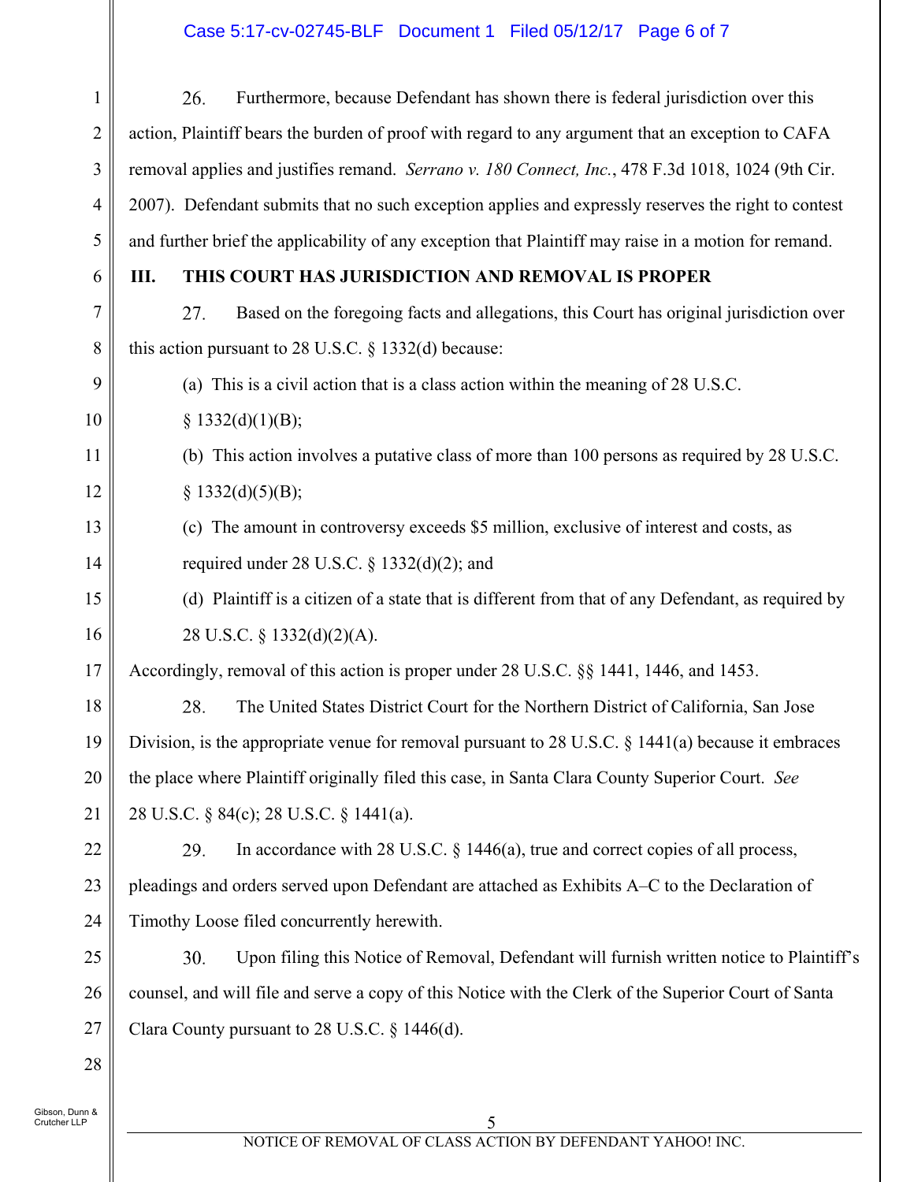26. Furthermore, because Defendant has shown there is federal jurisdiction over this action, Plaintiff bears the burden of proof with regard to any argument that an exception to CAFA removal applies and justifies remand. *Serrano v. 180 Connect, Inc.*, 478 F.3d 1018, 1024 (9th Cir. 2007). Defendant submits that no such exception applies and expressly reserves the right to contest and further brief the applicability of any exception that Plaintiff may raise in a motion for remand.

## III. THIS COURT HAS JURISDICTION AND REMOVAL IS PROPER

27. Based on the foregoing facts and allegations, this Court has original jurisdiction over this action pursuant to 28 U.S.C. § 1332(d) because:

(a) This is a civil action that is a class action within the meaning of 28 U.S.C. § 1332(d)(1)(B);

(b) This action involves a putative class of more than 100 persons as required by 28 U.S.C. § 1332(d)(5)(B);

(c) The amount in controversy exceeds $5 million, exclusive of interest and costs, as required under 28 U.S.C. § 1332(d)(2); and

(d) Plaintiff is a citizen of a state that is different from that of any Defendant, as required by 28 U.S.C. § 1332(d)(2)(A).

Accordingly, removal of this action is proper under 28 U.S.C. §§ 1441, 1446, and 1453.

28. The United States District Court for the Northern District of California, San Jose Division, is the appropriate venue for removal pursuant to 28 U.S.C. § 1441(a) because it embraces the place where Plaintiff originally filed this case, in Santa Clara County Superior Court. *See* 28 U.S.C. § 84(c); 28 U.S.C. § 1441(a).

29. In accordance with 28 U.S.C. § 1446(a), true and correct copies of all process, pleadings and orders served upon Defendant are attached as Exhibits A–C to the Declaration of Timothy Loose filed concurrently herewith.

30. Upon filing this Notice of Removal, Defendant will furnish written notice to Plaintiff's counsel, and will file and serve a copy of this Notice with the Clerk of the Superior Court of Santa Clara County pursuant to 28 U.S.C. § 1446(d).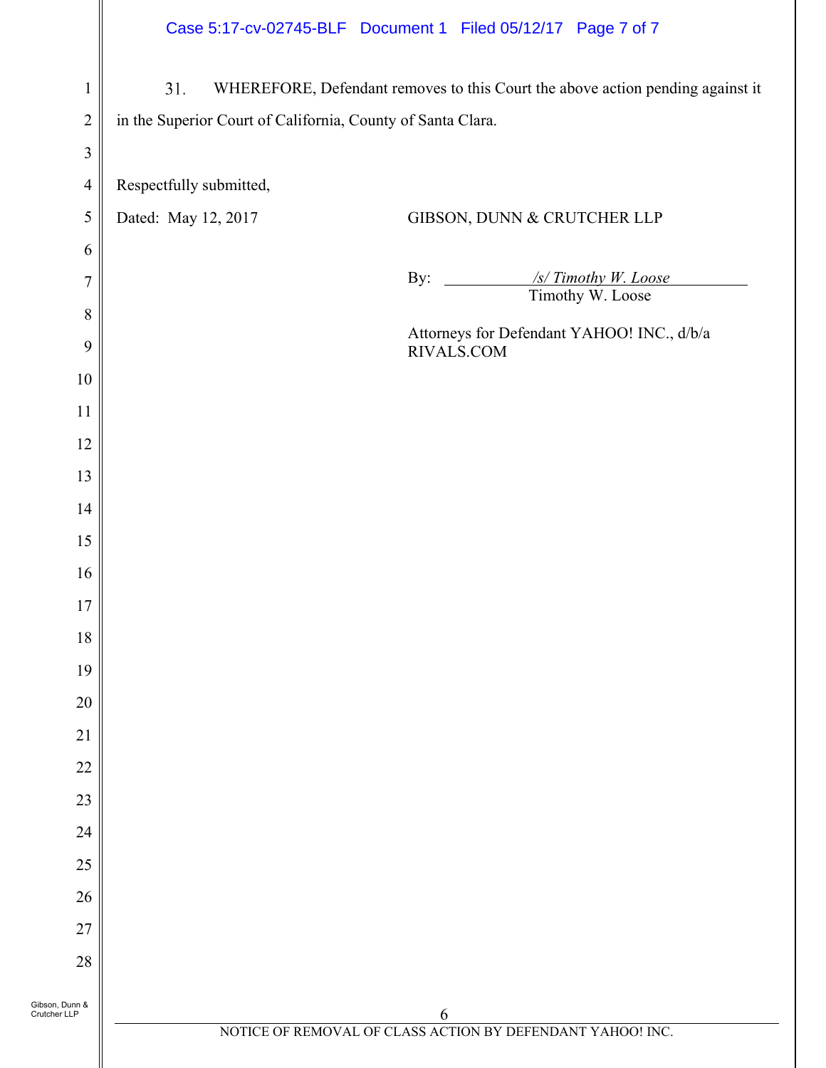31. WHEREFORE, Defendant removes to this Court the above action pending against it in the Superior Court of California, County of Santa Clara.

Respectfully submitted,

Dated: May 12, 2017

GIBSON, DUNN & CRUTCHER LLP

By: */s/ Timothy W. Loose*
Timothy W. Loose

Attorneys for Defendant YAHOO! INC., d/b/a RIVALS.COM